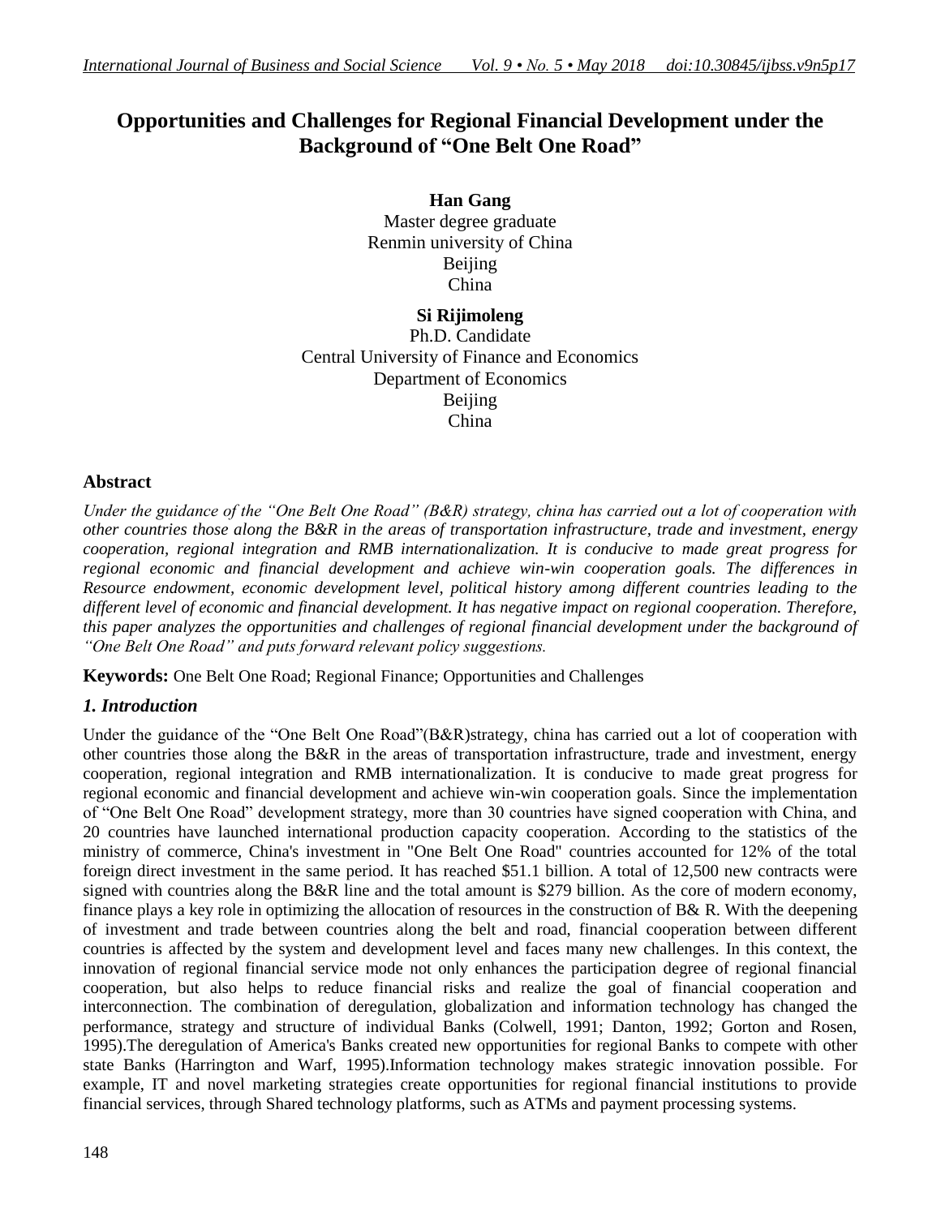# Opportunities and Challenges for Regional Financial Development under the Background of "One Belt One Road"

**Han Gang**
Master degree graduate
Renmin university of China
Beijing
China

**Si Rijimoleng**
Ph.D. Candidate
Central University of Finance and Economics
Department of Economics
Beijing
China

## Abstract

*Under the guidance of the "One Belt One Road" (B&R) strategy, china has carried out a lot of cooperation with other countries those along the B&R in the areas of transportation infrastructure, trade and investment, energy cooperation, regional integration and RMB internationalization. It is conducive to made great progress for regional economic and financial development and achieve win-win cooperation goals. The differences in Resource endowment, economic development level, political history among different countries leading to the different level of economic and financial development. It has negative impact on regional cooperation. Therefore, this paper analyzes the opportunities and challenges of regional financial development under the background of "One Belt One Road" and puts forward relevant policy suggestions.*

**Keywords:** One Belt One Road; Regional Finance; Opportunities and Challenges

## *1. Introduction*

Under the guidance of the "One Belt One Road"(B&R)strategy, china has carried out a lot of cooperation with other countries those along the B&R in the areas of transportation infrastructure, trade and investment, energy cooperation, regional integration and RMB internationalization. It is conducive to made great progress for regional economic and financial development and achieve win-win cooperation goals. Since the implementation of "One Belt One Road" development strategy, more than 30 countries have signed cooperation with China, and 20 countries have launched international production capacity cooperation. According to the statistics of the ministry of commerce, China's investment in "One Belt One Road" countries accounted for 12% of the total foreign direct investment in the same period. It has reached $51.1 billion. A total of 12,500 new contracts were signed with countries along the B&R line and the total amount is $279 billion. As the core of modern economy, finance plays a key role in optimizing the allocation of resources in the construction of B& R. With the deepening of investment and trade between countries along the belt and road, financial cooperation between different countries is affected by the system and development level and faces many new challenges. In this context, the innovation of regional financial service mode not only enhances the participation degree of regional financial cooperation, but also helps to reduce financial risks and realize the goal of financial cooperation and interconnection. The combination of deregulation, globalization and information technology has changed the performance, strategy and structure of individual Banks (Colwell, 1991; Danton, 1992; Gorton and Rosen, 1995).The deregulation of America's Banks created new opportunities for regional Banks to compete with other state Banks (Harrington and Warf, 1995).Information technology makes strategic innovation possible. For example, IT and novel marketing strategies create opportunities for regional financial institutions to provide financial services, through Shared technology platforms, such as ATMs and payment processing systems.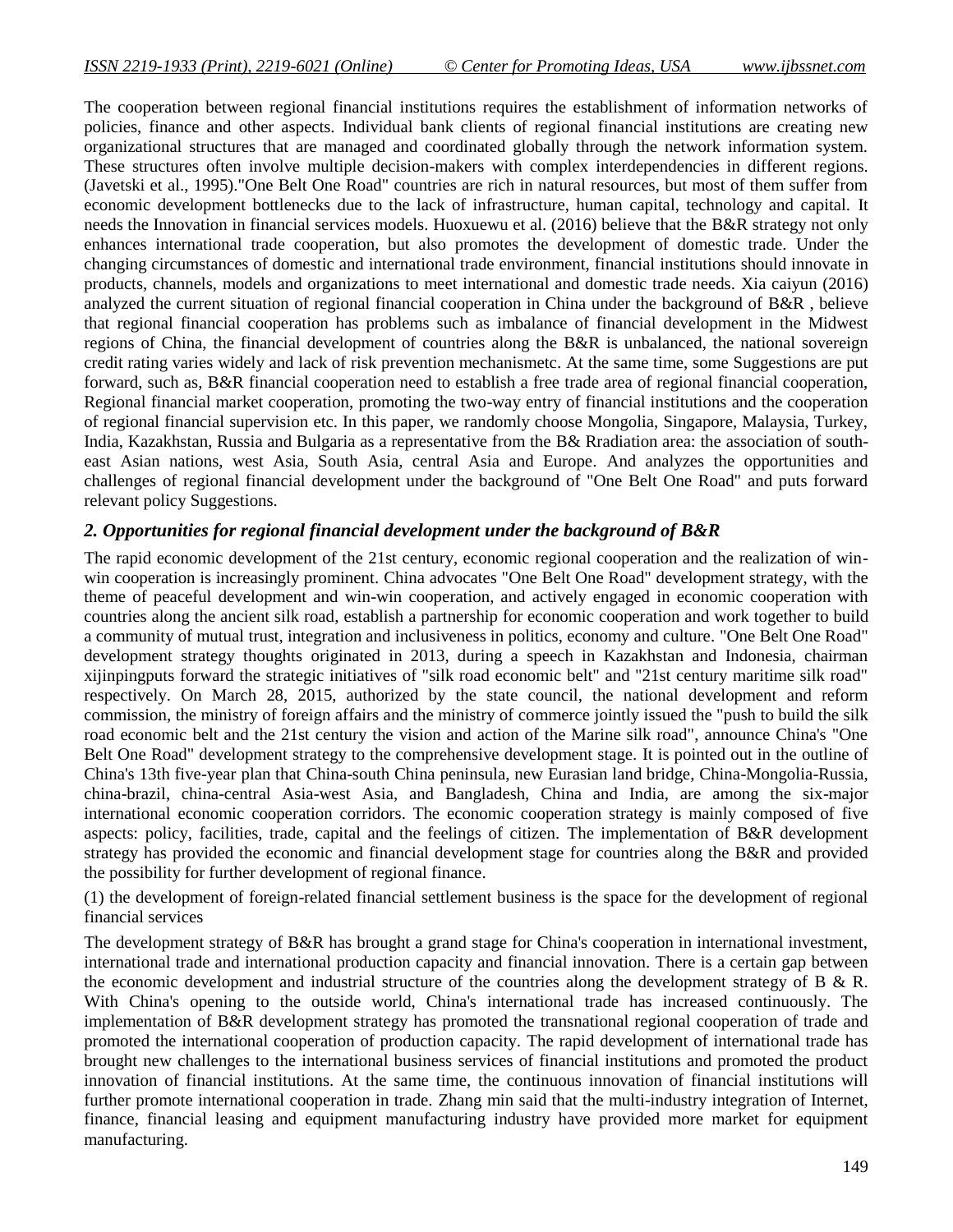The cooperation between regional financial institutions requires the establishment of information networks of policies, finance and other aspects. Individual bank clients of regional financial institutions are creating new organizational structures that are managed and coordinated globally through the network information system. These structures often involve multiple decision-makers with complex interdependencies in different regions. (Javetski et al., 1995)."One Belt One Road" countries are rich in natural resources, but most of them suffer from economic development bottlenecks due to the lack of infrastructure, human capital, technology and capital. It needs the Innovation in financial services models. Huoxuewu et al. (2016) believe that the B&R strategy not only enhances international trade cooperation, but also promotes the development of domestic trade. Under the changing circumstances of domestic and international trade environment, financial institutions should innovate in products, channels, models and organizations to meet international and domestic trade needs. Xia caiyun (2016) analyzed the current situation of regional financial cooperation in China under the background of B&R , believe that regional financial cooperation has problems such as imbalance of financial development in the Midwest regions of China, the financial development of countries along the B&R is unbalanced, the national sovereign credit rating varies widely and lack of risk prevention mechanismetc. At the same time, some Suggestions are put forward, such as, B&R financial cooperation need to establish a free trade area of regional financial cooperation, Regional financial market cooperation, promoting the two-way entry of financial institutions and the cooperation of regional financial supervision etc. In this paper, we randomly choose Mongolia, Singapore, Malaysia, Turkey, India, Kazakhstan, Russia and Bulgaria as a representative from the B& Rradiation area: the association of south-east Asian nations, west Asia, South Asia, central Asia and Europe. And analyzes the opportunities and challenges of regional financial development under the background of "One Belt One Road" and puts forward relevant policy Suggestions.

## *2. Opportunities for regional financial development under the background of B&R*

The rapid economic development of the 21st century, economic regional cooperation and the realization of win-win cooperation is increasingly prominent. China advocates "One Belt One Road" development strategy, with the theme of peaceful development and win-win cooperation, and actively engaged in economic cooperation with countries along the ancient silk road, establish a partnership for economic cooperation and work together to build a community of mutual trust, integration and inclusiveness in politics, economy and culture. "One Belt One Road" development strategy thoughts originated in 2013, during a speech in Kazakhstan and Indonesia, chairman xijinpingputs forward the strategic initiatives of "silk road economic belt" and "21st century maritime silk road" respectively. On March 28, 2015, authorized by the state council, the national development and reform commission, the ministry of foreign affairs and the ministry of commerce jointly issued the "push to build the silk road economic belt and the 21st century the vision and action of the Marine silk road", announce China's "One Belt One Road" development strategy to the comprehensive development stage. It is pointed out in the outline of China's 13th five-year plan that China-south China peninsula, new Eurasian land bridge, China-Mongolia-Russia, china-brazil, china-central Asia-west Asia, and Bangladesh, China and India, are among the six-major international economic cooperation corridors. The economic cooperation strategy is mainly composed of five aspects: policy, facilities, trade, capital and the feelings of citizen. The implementation of B&R development strategy has provided the economic and financial development stage for countries along the B&R and provided the possibility for further development of regional finance.

(1) the development of foreign-related financial settlement business is the space for the development of regional financial services

The development strategy of B&R has brought a grand stage for China's cooperation in international investment, international trade and international production capacity and financial innovation. There is a certain gap between the economic development and industrial structure of the countries along the development strategy of B & R. With China's opening to the outside world, China's international trade has increased continuously. The implementation of B&R development strategy has promoted the transnational regional cooperation of trade and promoted the international cooperation of production capacity. The rapid development of international trade has brought new challenges to the international business services of financial institutions and promoted the product innovation of financial institutions. At the same time, the continuous innovation of financial institutions will further promote international cooperation in trade. Zhang min said that the multi-industry integration of Internet, finance, financial leasing and equipment manufacturing industry have provided more market for equipment manufacturing.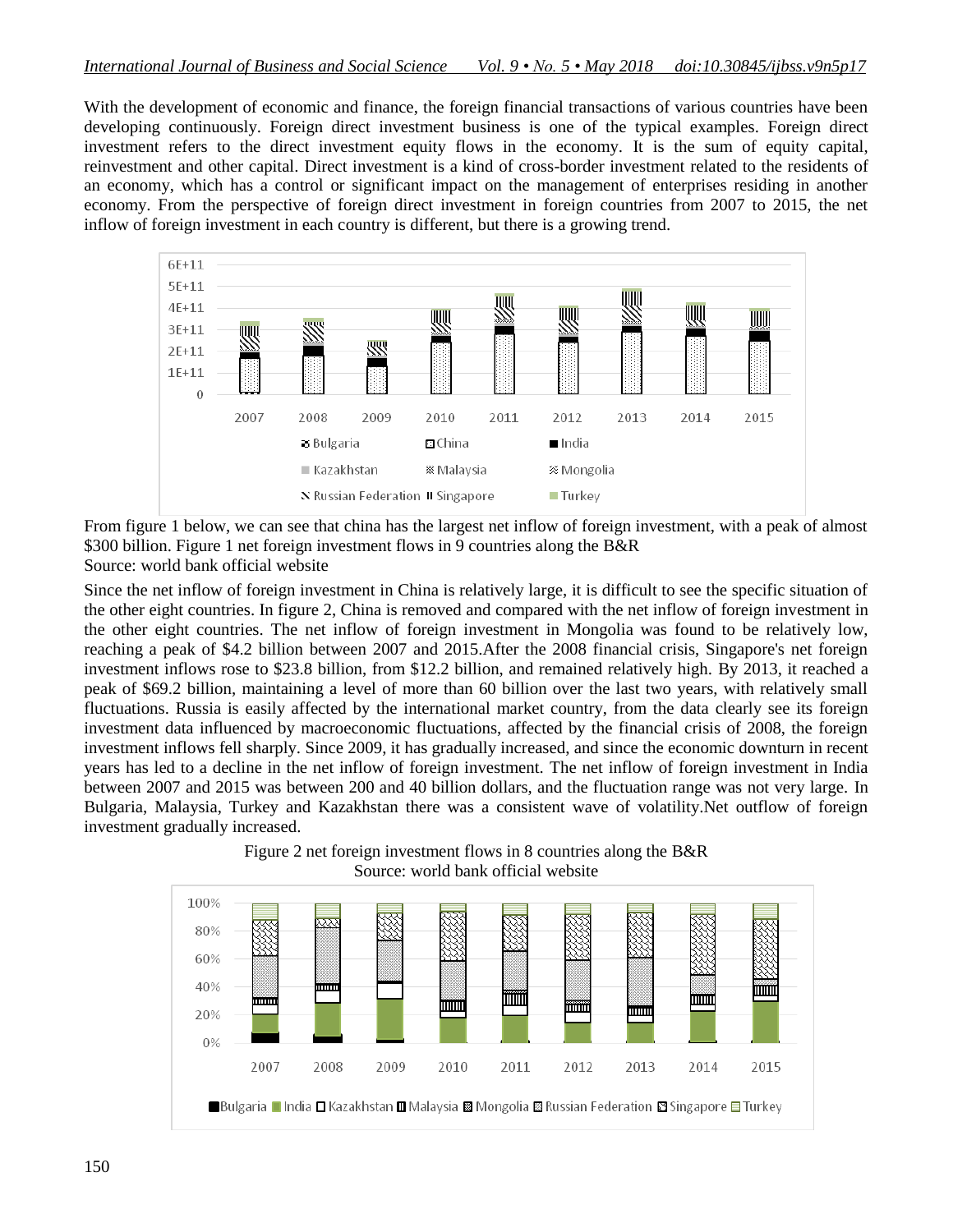With the development of economic and finance, the foreign financial transactions of various countries have been developing continuously. Foreign direct investment business is one of the typical examples. Foreign direct investment refers to the direct investment equity flows in the economy. It is the sum of equity capital, reinvestment and other capital. Direct investment is a kind of cross-border investment related to the residents of an economy, which has a control or significant impact on the management of enterprises residing in another economy. From the perspective of foreign direct investment in foreign countries from 2007 to 2015, the net inflow of foreign investment in each country is different, but there is a growing trend.

From figure 1 below, we can see that china has the largest net inflow of foreign investment, with a peak of almost \$300 billion. Figure 1 net foreign investment flows in 9 countries along the B&R

Source: world bank official website

Since the net inflow of foreign investment in China is relatively large, it is difficult to see the specific situation of the other eight countries. In figure 2, China is removed and compared with the net inflow of foreign investment in the other eight countries. The net inflow of foreign investment in Mongolia was found to be relatively low, reaching a peak of \$4.2 billion between 2007 and 2015.After the 2008 financial crisis, Singapore's net foreign investment inflows rose to \$23.8 billion, from \$12.2 billion, and remained relatively high. By 2013, it reached a peak of \$69.2 billion, maintaining a level of more than 60 billion over the last two years, with relatively small fluctuations. Russia is easily affected by the international market country, from the data clearly see its foreign investment data influenced by macroeconomic fluctuations, affected by the financial crisis of 2008, the foreign investment inflows fell sharply. Since 2009, it has gradually increased, and since the economic downturn in recent years has led to a decline in the net inflow of foreign investment. The net inflow of foreign investment in India between 2007 and 2015 was between 200 and 40 billion dollars, and the fluctuation range was not very large. In Bulgaria, Malaysia, Turkey and Kazakhstan there was a consistent wave of volatility.Net outflow of foreign investment gradually increased.

Figure 2 net foreign investment flows in 8 countries along the B&R

Source: world bank official website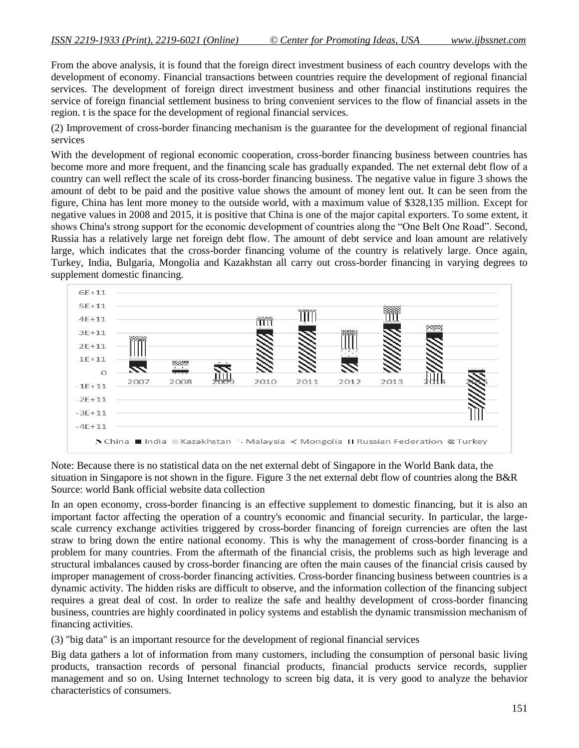From the above analysis, it is found that the foreign direct investment business of each country develops with the development of economy. Financial transactions between countries require the development of regional financial services. The development of foreign direct investment business and other financial institutions requires the service of foreign financial settlement business to bring convenient services to the flow of financial assets in the region. t is the space for the development of regional financial services.

(2) Improvement of cross-border financing mechanism is the guarantee for the development of regional financial services

With the development of regional economic cooperation, cross-border financing business between countries has become more and more frequent, and the financing scale has gradually expanded. The net external debt flow of a country can well reflect the scale of its cross-border financing business. The negative value in figure 3 shows the amount of debt to be paid and the positive value shows the amount of money lent out. It can be seen from the figure, China has lent more money to the outside world, with a maximum value of $328,135 million. Except for negative values in 2008 and 2015, it is positive that China is one of the major capital exporters. To some extent, it shows China's strong support for the economic development of countries along the “One Belt One Road”. Second, Russia has a relatively large net foreign debt flow. The amount of debt service and loan amount are relatively large, which indicates that the cross-border financing volume of the country is relatively large. Once again, Turkey, India, Bulgaria, Mongolia and Kazakhstan all carry out cross-border financing in varying degrees to supplement domestic financing.

Note: Because there is no statistical data on the net external debt of Singapore in the World Bank data, the situation in Singapore is not shown in the figure. Figure 3 the net external debt flow of countries along the B&R

Source: world Bank official website data collection

In an open economy, cross-border financing is an effective supplement to domestic financing, but it is also an important factor affecting the operation of a country's economic and financial security. In particular, the large-scale currency exchange activities triggered by cross-border financing of foreign currencies are often the last straw to bring down the entire national economy. This is why the management of cross-border financing is a problem for many countries. From the aftermath of the financial crisis, the problems such as high leverage and structural imbalances caused by cross-border financing are often the main causes of the financial crisis caused by improper management of cross-border financing activities. Cross-border financing business between countries is a dynamic activity. The hidden risks are difficult to observe, and the information collection of the financing subject requires a great deal of cost. In order to realize the safe and healthy development of cross-border financing business, countries are highly coordinated in policy systems and establish the dynamic transmission mechanism of financing activities.

(3) "big data" is an important resource for the development of regional financial services

Big data gathers a lot of information from many customers, including the consumption of personal basic living products, transaction records of personal financial products, financial products service records, supplier management and so on. Using Internet technology to screen big data, it is very good to analyze the behavior characteristics of consumers.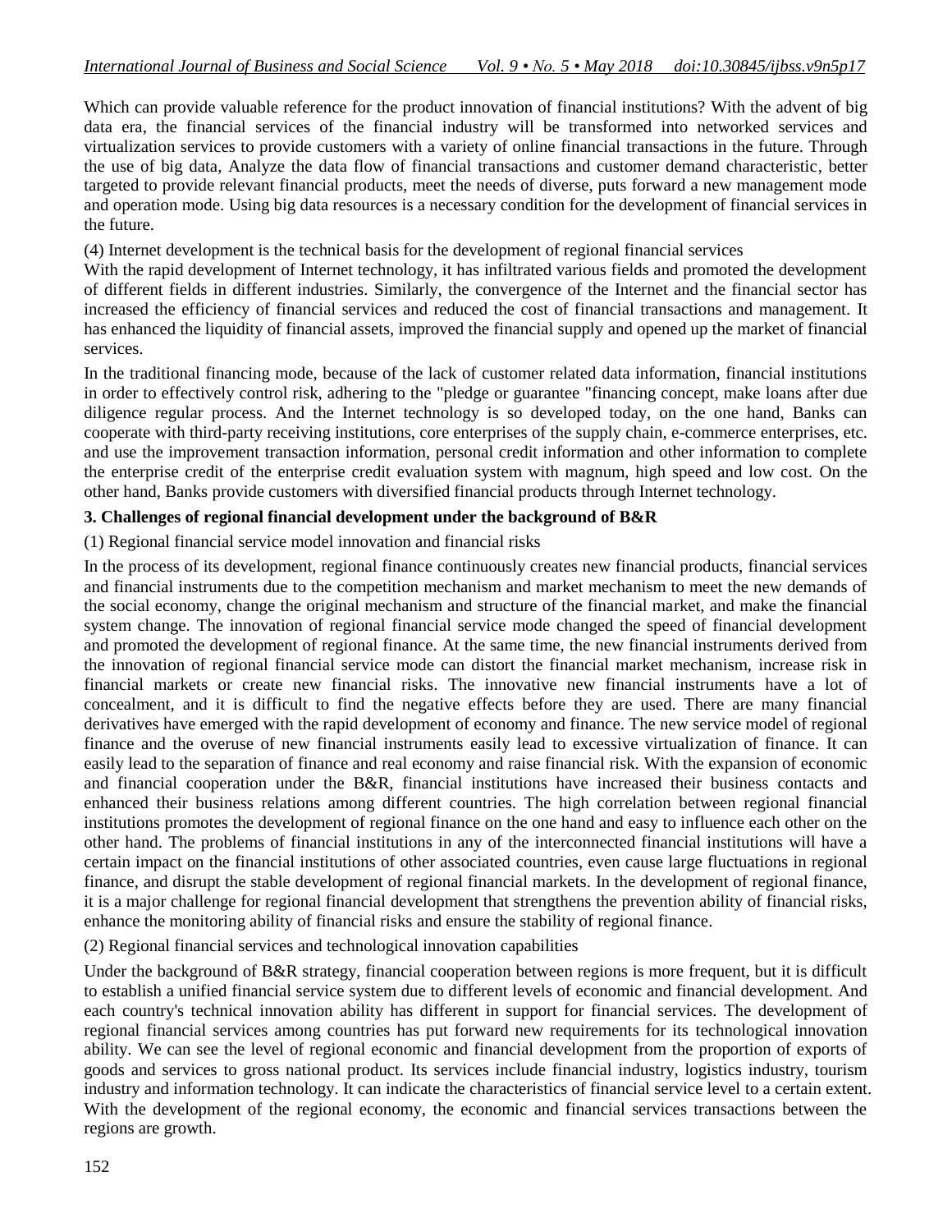Which can provide valuable reference for the product innovation of financial institutions? With the advent of big data era, the financial services of the financial industry will be transformed into networked services and virtualization services to provide customers with a variety of online financial transactions in the future. Through the use of big data, Analyze the data flow of financial transactions and customer demand characteristic, better targeted to provide relevant financial products, meet the needs of diverse, puts forward a new management mode and operation mode. Using big data resources is a necessary condition for the development of financial services in the future.

(4) Internet development is the technical basis for the development of regional financial services

With the rapid development of Internet technology, it has infiltrated various fields and promoted the development of different fields in different industries. Similarly, the convergence of the Internet and the financial sector has increased the efficiency of financial services and reduced the cost of financial transactions and management. It has enhanced the liquidity of financial assets, improved the financial supply and opened up the market of financial services.

In the traditional financing mode, because of the lack of customer related data information, financial institutions in order to effectively control risk, adhering to the "pledge or guarantee "financing concept, make loans after due diligence regular process. And the Internet technology is so developed today, on the one hand, Banks can cooperate with third-party receiving institutions, core enterprises of the supply chain, e-commerce enterprises, etc. and use the improvement transaction information, personal credit information and other information to complete the enterprise credit of the enterprise credit evaluation system with magnum, high speed and low cost. On the other hand, Banks provide customers with diversified financial products through Internet technology.

## 3. Challenges of regional financial development under the background of B&R

(1) Regional financial service model innovation and financial risks

In the process of its development, regional finance continuously creates new financial products, financial services and financial instruments due to the competition mechanism and market mechanism to meet the new demands of the social economy, change the original mechanism and structure of the financial market, and make the financial system change. The innovation of regional financial service mode changed the speed of financial development and promoted the development of regional finance. At the same time, the new financial instruments derived from the innovation of regional financial service mode can distort the financial market mechanism, increase risk in financial markets or create new financial risks. The innovative new financial instruments have a lot of concealment, and it is difficult to find the negative effects before they are used. There are many financial derivatives have emerged with the rapid development of economy and finance. The new service model of regional finance and the overuse of new financial instruments easily lead to excessive virtualization of finance. It can easily lead to the separation of finance and real economy and raise financial risk. With the expansion of economic and financial cooperation under the B&R, financial institutions have increased their business contacts and enhanced their business relations among different countries. The high correlation between regional financial institutions promotes the development of regional finance on the one hand and easy to influence each other on the other hand. The problems of financial institutions in any of the interconnected financial institutions will have a certain impact on the financial institutions of other associated countries, even cause large fluctuations in regional finance, and disrupt the stable development of regional financial markets. In the development of regional finance, it is a major challenge for regional financial development that strengthens the prevention ability of financial risks, enhance the monitoring ability of financial risks and ensure the stability of regional finance.

(2) Regional financial services and technological innovation capabilities

Under the background of B&R strategy, financial cooperation between regions is more frequent, but it is difficult to establish a unified financial service system due to different levels of economic and financial development. And each country's technical innovation ability has different in support for financial services. The development of regional financial services among countries has put forward new requirements for its technological innovation ability. We can see the level of regional economic and financial development from the proportion of exports of goods and services to gross national product. Its services include financial industry, logistics industry, tourism industry and information technology. It can indicate the characteristics of financial service level to a certain extent. With the development of the regional economy, the economic and financial services transactions between the regions are growth.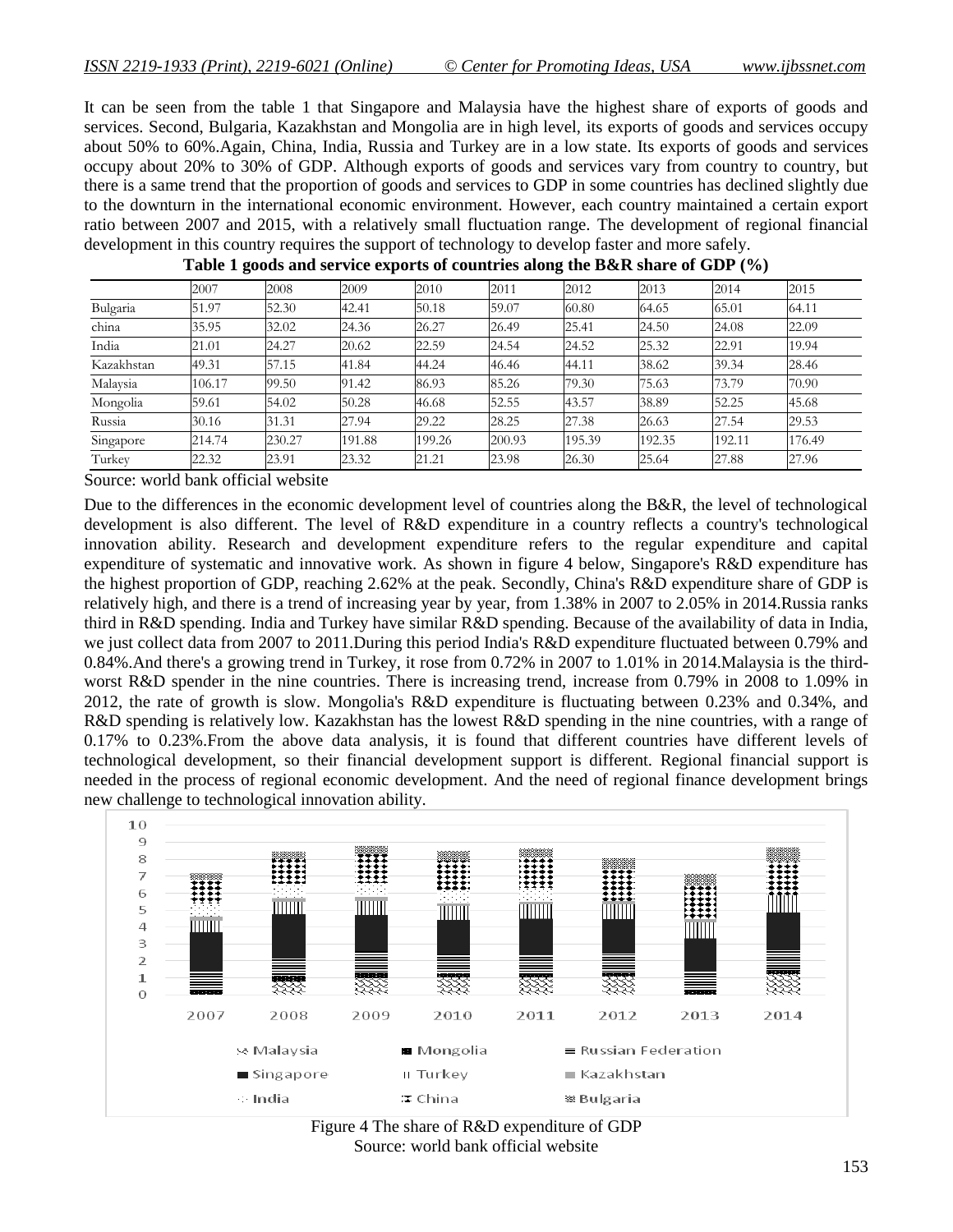It can be seen from the table 1 that Singapore and Malaysia have the highest share of exports of goods and services. Second, Bulgaria, Kazakhstan and Mongolia are in high level, its exports of goods and services occupy about 50% to 60%.Again, China, India, Russia and Turkey are in a low state. Its exports of goods and services occupy about 20% to 30% of GDP. Although exports of goods and services vary from country to country, but there is a same trend that the proportion of goods and services to GDP in some countries has declined slightly due to the downturn in the international economic environment. However, each country maintained a certain export ratio between 2007 and 2015, with a relatively small fluctuation range. The development of regional financial development in this country requires the support of technology to develop faster and more safely.

**Table 1 goods and service exports of countries along the B&R share of GDP (%)**

| | 2007 | 2008 | 2009 | 2010 | 2011 | 2012 | 2013 | 2014 | 2015 |
|---|---|---|---|---|---|---|---|---|---|
| Bulgaria | 51.97 | 52.30 | 42.41 | 50.18 | 59.07 | 60.80 | 64.65 | 65.01 | 64.11 |
| china | 35.95 | 32.02 | 24.36 | 26.27 | 26.49 | 25.41 | 24.50 | 24.08 | 22.09 |
| India | 21.01 | 24.27 | 20.62 | 22.59 | 24.54 | 24.52 | 25.32 | 22.91 | 19.94 |
| Kazakhstan | 49.31 | 57.15 | 41.84 | 44.24 | 46.46 | 44.11 | 38.62 | 39.34 | 28.46 |
| Malaysia | 106.17 | 99.50 | 91.42 | 86.93 | 85.26 | 79.30 | 75.63 | 73.79 | 70.90 |
| Mongolia | 59.61 | 54.02 | 50.28 | 46.68 | 52.55 | 43.57 | 38.89 | 52.25 | 45.68 |
| Russia | 30.16 | 31.31 | 27.94 | 29.22 | 28.25 | 27.38 | 26.63 | 27.54 | 29.53 |
| Singapore | 214.74 | 230.27 | 191.88 | 199.26 | 200.93 | 195.39 | 192.35 | 192.11 | 176.49 |
| Turkey | 22.32 | 23.91 | 23.32 | 21.21 | 23.98 | 26.30 | 25.64 | 27.88 | 27.96 |

Source: world bank official website

Due to the differences in the economic development level of countries along the B&R, the level of technological development is also different. The level of R&D expenditure in a country reflects a country's technological innovation ability. Research and development expenditure refers to the regular expenditure and capital expenditure of systematic and innovative work. As shown in figure 4 below, Singapore's R&D expenditure has the highest proportion of GDP, reaching 2.62% at the peak. Secondly, China's R&D expenditure share of GDP is relatively high, and there is a trend of increasing year by year, from 1.38% in 2007 to 2.05% in 2014.Russia ranks third in R&D spending. India and Turkey have similar R&D spending. Because of the availability of data in India, we just collect data from 2007 to 2011.During this period India's R&D expenditure fluctuated between 0.79% and 0.84%.And there's a growing trend in Turkey, it rose from 0.72% in 2007 to 1.01% in 2014.Malaysia is the third-worst R&D spender in the nine countries. There is increasing trend, increase from 0.79% in 2008 to 1.09% in 2012, the rate of growth is slow. Mongolia's R&D expenditure is fluctuating between 0.23% and 0.34%, and R&D spending is relatively low. Kazakhstan has the lowest R&D spending in the nine countries, with a range of 0.17% to 0.23%.From the above data analysis, it is found that different countries have different levels of technological development, so their financial development support is different. Regional financial support is needed in the process of regional economic development. And the need of regional finance development brings new challenge to technological innovation ability.

Figure 4 The share of R&D expenditure of GDP
Source: world bank official website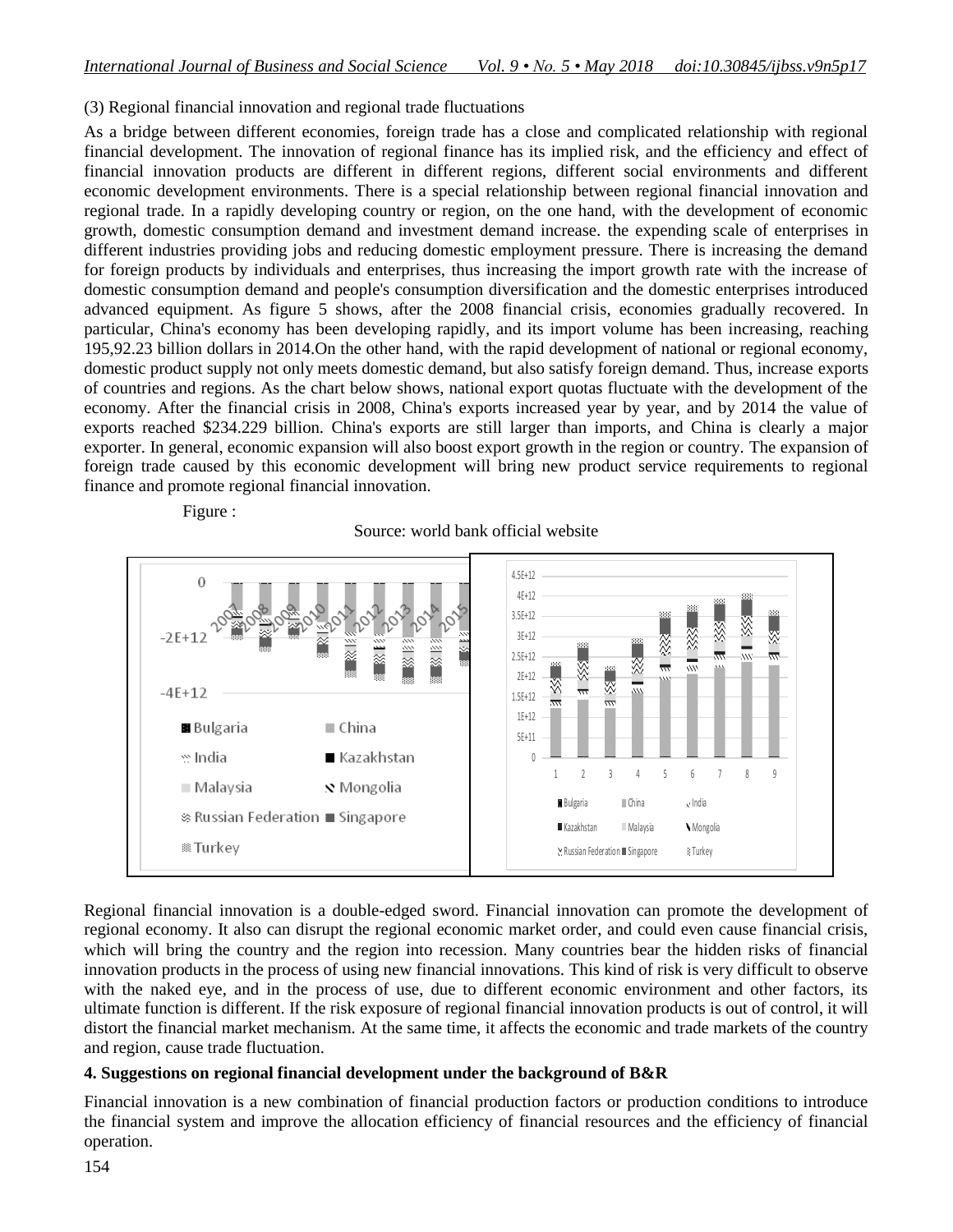(3) Regional financial innovation and regional trade fluctuations

As a bridge between different economies, foreign trade has a close and complicated relationship with regional financial development. The innovation of regional finance has its implied risk, and the efficiency and effect of financial innovation products are different in different regions, different social environments and different economic development environments. There is a special relationship between regional financial innovation and regional trade. In a rapidly developing country or region, on the one hand, with the development of economic growth, domestic consumption demand and investment demand increase. the expending scale of enterprises in different industries providing jobs and reducing domestic employment pressure. There is increasing the demand for foreign products by individuals and enterprises, thus increasing the import growth rate with the increase of domestic consumption demand and people's consumption diversification and the domestic enterprises introduced advanced equipment. As figure 5 shows, after the 2008 financial crisis, economies gradually recovered. In particular, China's economy has been developing rapidly, and its import volume has been increasing, reaching 195,92.23 billion dollars in 2014.On the other hand, with the rapid development of national or regional economy, domestic product supply not only meets domestic demand, but also satisfy foreign demand. Thus, increase exports of countries and regions. As the chart below shows, national export quotas fluctuate with the development of the economy. After the financial crisis in 2008, China's exports increased year by year, and by 2014 the value of exports reached $234.229 billion. China's exports are still larger than imports, and China is clearly a major exporter. In general, economic expansion will also boost export growth in the region or country. The expansion of foreign trade caused by this economic development will bring new product service requirements to regional finance and promote regional financial innovation.

Figure :

Source: world bank official website

Regional financial innovation is a double-edged sword. Financial innovation can promote the development of regional economy. It also can disrupt the regional economic market order, and could even cause financial crisis, which will bring the country and the region into recession. Many countries bear the hidden risks of financial innovation products in the process of using new financial innovations. This kind of risk is very difficult to observe with the naked eye, and in the process of use, due to different economic environment and other factors, its ultimate function is different. If the risk exposure of regional financial innovation products is out of control, it will distort the financial market mechanism. At the same time, it affects the economic and trade markets of the country and region, cause trade fluctuation.

## 4. Suggestions on regional financial development under the background of B&R

Financial innovation is a new combination of financial production factors or production conditions to introduce the financial system and improve the allocation efficiency of financial resources and the efficiency of financial operation.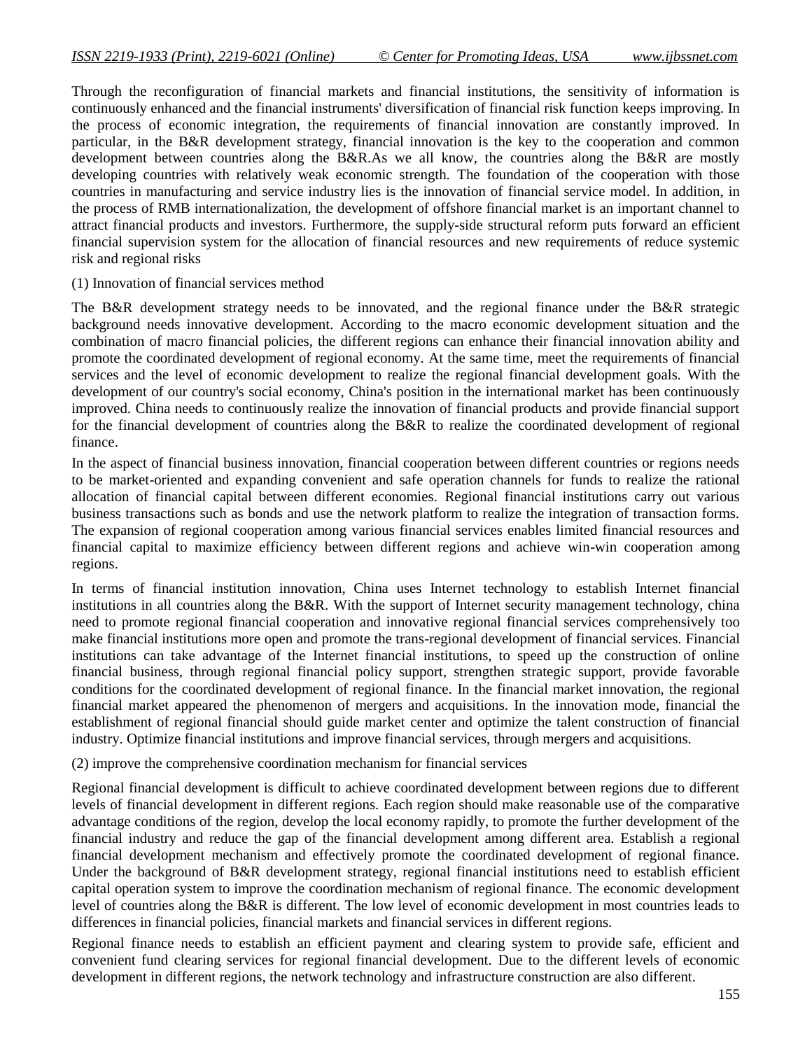Through the reconfiguration of financial markets and financial institutions, the sensitivity of information is continuously enhanced and the financial instruments' diversification of financial risk function keeps improving. In the process of economic integration, the requirements of financial innovation are constantly improved. In particular, in the B&R development strategy, financial innovation is the key to the cooperation and common development between countries along the B&R.As we all know, the countries along the B&R are mostly developing countries with relatively weak economic strength. The foundation of the cooperation with those countries in manufacturing and service industry lies is the innovation of financial service model. In addition, in the process of RMB internationalization, the development of offshore financial market is an important channel to attract financial products and investors. Furthermore, the supply-side structural reform puts forward an efficient financial supervision system for the allocation of financial resources and new requirements of reduce systemic risk and regional risks

(1) Innovation of financial services method

The B&R development strategy needs to be innovated, and the regional finance under the B&R strategic background needs innovative development. According to the macro economic development situation and the combination of macro financial policies, the different regions can enhance their financial innovation ability and promote the coordinated development of regional economy. At the same time, meet the requirements of financial services and the level of economic development to realize the regional financial development goals. With the development of our country's social economy, China's position in the international market has been continuously improved. China needs to continuously realize the innovation of financial products and provide financial support for the financial development of countries along the B&R to realize the coordinated development of regional finance.

In the aspect of financial business innovation, financial cooperation between different countries or regions needs to be market-oriented and expanding convenient and safe operation channels for funds to realize the rational allocation of financial capital between different economies. Regional financial institutions carry out various business transactions such as bonds and use the network platform to realize the integration of transaction forms. The expansion of regional cooperation among various financial services enables limited financial resources and financial capital to maximize efficiency between different regions and achieve win-win cooperation among regions.

In terms of financial institution innovation, China uses Internet technology to establish Internet financial institutions in all countries along the B&R. With the support of Internet security management technology, china need to promote regional financial cooperation and innovative regional financial services comprehensively too make financial institutions more open and promote the trans-regional development of financial services. Financial institutions can take advantage of the Internet financial institutions, to speed up the construction of online financial business, through regional financial policy support, strengthen strategic support, provide favorable conditions for the coordinated development of regional finance. In the financial market innovation, the regional financial market appeared the phenomenon of mergers and acquisitions. In the innovation mode, financial the establishment of regional financial should guide market center and optimize the talent construction of financial industry. Optimize financial institutions and improve financial services, through mergers and acquisitions.

(2) improve the comprehensive coordination mechanism for financial services

Regional financial development is difficult to achieve coordinated development between regions due to different levels of financial development in different regions. Each region should make reasonable use of the comparative advantage conditions of the region, develop the local economy rapidly, to promote the further development of the financial industry and reduce the gap of the financial development among different area. Establish a regional financial development mechanism and effectively promote the coordinated development of regional finance. Under the background of B&R development strategy, regional financial institutions need to establish efficient capital operation system to improve the coordination mechanism of regional finance. The economic development level of countries along the B&R is different. The low level of economic development in most countries leads to differences in financial policies, financial markets and financial services in different regions.

Regional finance needs to establish an efficient payment and clearing system to provide safe, efficient and convenient fund clearing services for regional financial development. Due to the different levels of economic development in different regions, the network technology and infrastructure construction are also different.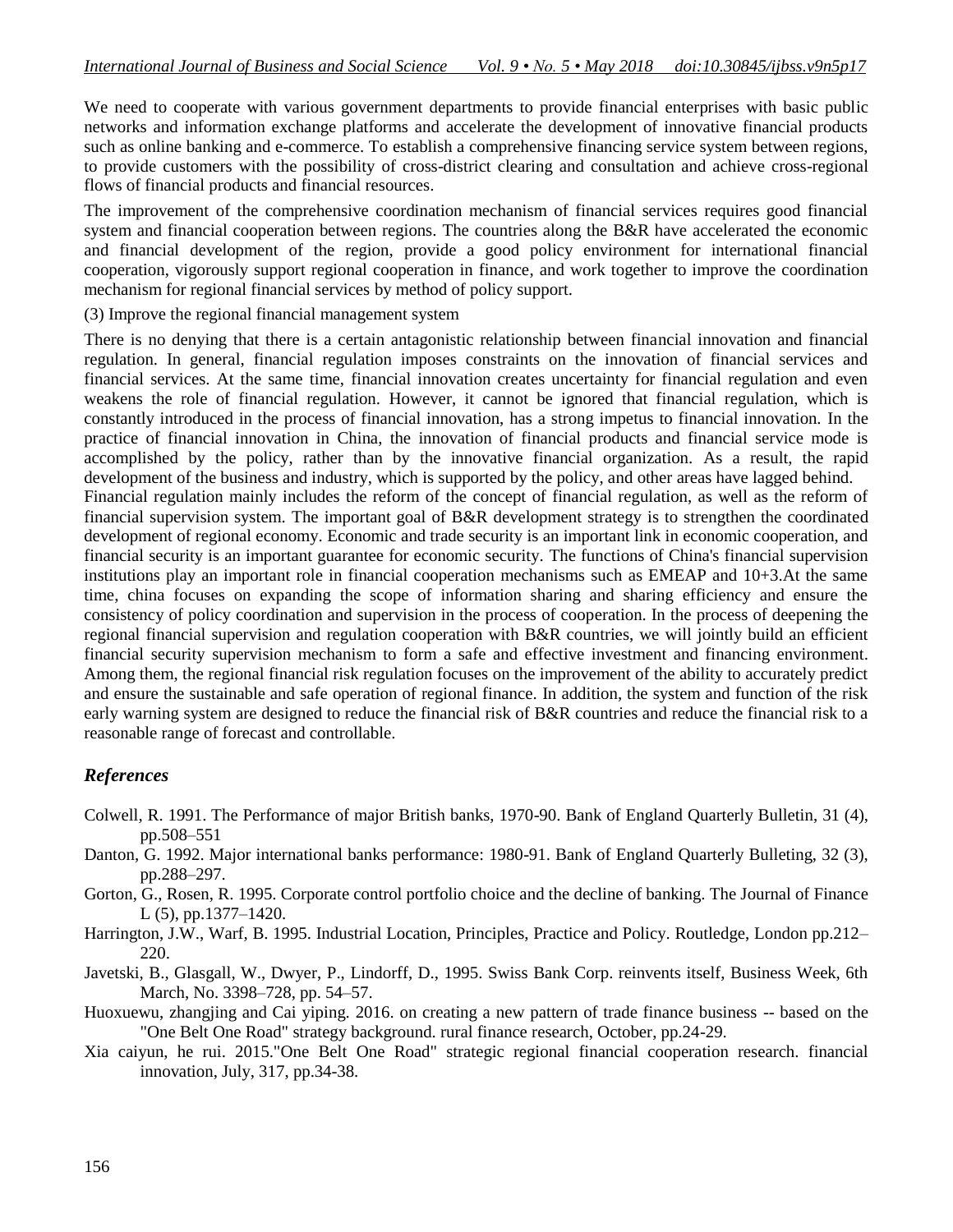We need to cooperate with various government departments to provide financial enterprises with basic public networks and information exchange platforms and accelerate the development of innovative financial products such as online banking and e-commerce. To establish a comprehensive financing service system between regions, to provide customers with the possibility of cross-district clearing and consultation and achieve cross-regional flows of financial products and financial resources.

The improvement of the comprehensive coordination mechanism of financial services requires good financial system and financial cooperation between regions. The countries along the B&R have accelerated the economic and financial development of the region, provide a good policy environment for international financial cooperation, vigorously support regional cooperation in finance, and work together to improve the coordination mechanism for regional financial services by method of policy support.

(3) Improve the regional financial management system

There is no denying that there is a certain antagonistic relationship between financial innovation and financial regulation. In general, financial regulation imposes constraints on the innovation of financial services and financial services. At the same time, financial innovation creates uncertainty for financial regulation and even weakens the role of financial regulation. However, it cannot be ignored that financial regulation, which is constantly introduced in the process of financial innovation, has a strong impetus to financial innovation. In the practice of financial innovation in China, the innovation of financial products and financial service mode is accomplished by the policy, rather than by the innovative financial organization. As a result, the rapid development of the business and industry, which is supported by the policy, and other areas have lagged behind.

Financial regulation mainly includes the reform of the concept of financial regulation, as well as the reform of financial supervision system. The important goal of B&R development strategy is to strengthen the coordinated development of regional economy. Economic and trade security is an important link in economic cooperation, and financial security is an important guarantee for economic security. The functions of China's financial supervision institutions play an important role in financial cooperation mechanisms such as EMEAP and 10+3.At the same time, china focuses on expanding the scope of information sharing and sharing efficiency and ensure the consistency of policy coordination and supervision in the process of cooperation. In the process of deepening the regional financial supervision and regulation cooperation with B&R countries, we will jointly build an efficient financial security supervision mechanism to form a safe and effective investment and financing environment. Among them, the regional financial risk regulation focuses on the improvement of the ability to accurately predict and ensure the sustainable and safe operation of regional finance. In addition, the system and function of the risk early warning system are designed to reduce the financial risk of B&R countries and reduce the financial risk to a reasonable range of forecast and controllable.

## *References*

Colwell, R. 1991. The Performance of major British banks, 1970-90. Bank of England Quarterly Bulletin, 31 (4), pp.508–551

Danton, G. 1992. Major international banks performance: 1980-91. Bank of England Quarterly Bulleting, 32 (3), pp.288–297.

Gorton, G., Rosen, R. 1995. Corporate control portfolio choice and the decline of banking. The Journal of Finance L (5), pp.1377–1420.

Harrington, J.W., Warf, B. 1995. Industrial Location, Principles, Practice and Policy. Routledge, London pp.212–220.

Javetski, B., Glasgall, W., Dwyer, P., Lindorff, D., 1995. Swiss Bank Corp. reinvents itself, Business Week, 6th March, No. 3398–728, pp. 54–57.

Huoxuewu, zhangjing and Cai yiping. 2016. on creating a new pattern of trade finance business -- based on the "One Belt One Road" strategy background. rural finance research, October, pp.24-29.

Xia caiyun, he rui. 2015."One Belt One Road" strategic regional financial cooperation research. financial innovation, July, 317, pp.34-38.